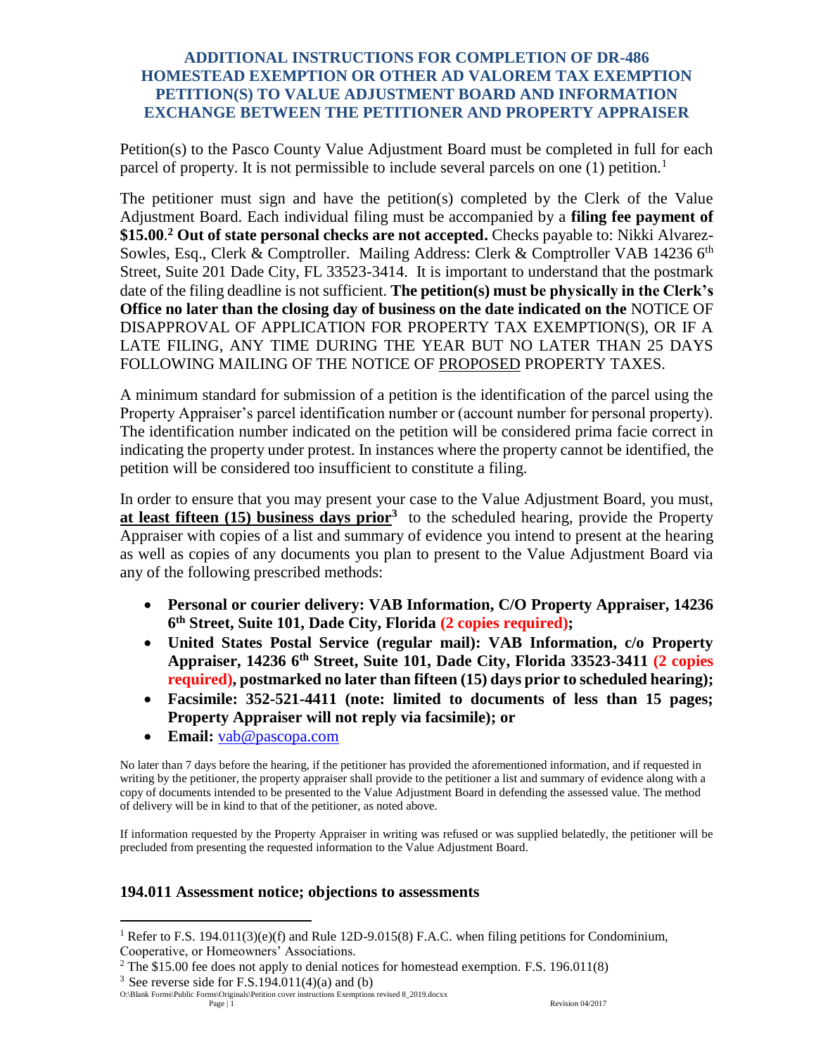# ADDITIONAL INSTRUCTIONS FOR COMPLETION OF DR-486 HOMESTEAD EXEMPTION OR OTHER AD VALOREM TAX EXEMPTION PETITION(S) TO VALUE ADJUSTMENT BOARD AND INFORMATION EXCHANGE BETWEEN THE PETITIONER AND PROPERTY APPRAISER

Petition(s) to the Pasco County Value Adjustment Board must be completed in full for each parcel of property. It is not permissible to include several parcels on one (1) petition.[1]

The petitioner must sign and have the petition(s) completed by the Clerk of the Value Adjustment Board. Each individual filing must be accompanied by a **filing fee payment of $15.00**.[2] **Out of state personal checks are not accepted.** Checks payable to: Nikki Alvarez-Sowles, Esq., Clerk & Comptroller. Mailing Address: Clerk & Comptroller VAB 14236 6th Street, Suite 201 Dade City, FL 33523-3414. It is important to understand that the postmark date of the filing deadline is not sufficient. **The petition(s) must be physically in the Clerk's Office no later than the closing day of business on the date indicated on the** NOTICE OF DISAPPROVAL OF APPLICATION FOR PROPERTY TAX EXEMPTION(S), OR IF A LATE FILING, ANY TIME DURING THE YEAR BUT NO LATER THAN 25 DAYS FOLLOWING MAILING OF THE NOTICE OF PROPOSED PROPERTY TAXES.

A minimum standard for submission of a petition is the identification of the parcel using the Property Appraiser's parcel identification number or (account number for personal property). The identification number indicated on the petition will be considered prima facie correct in indicating the property under protest. In instances where the property cannot be identified, the petition will be considered too insufficient to constitute a filing.

In order to ensure that you may present your case to the Value Adjustment Board, you must, **at least fifteen (15) business days prior**[3] to the scheduled hearing, provide the Property Appraiser with copies of a list and summary of evidence you intend to present at the hearing as well as copies of any documents you plan to present to the Value Adjustment Board via any of the following prescribed methods:

- **Personal or courier delivery: VAB Information, C/O Property Appraiser, 14236 6th Street, Suite 101, Dade City, Florida (2 copies required);**
- **United States Postal Service (regular mail): VAB Information, c/o Property Appraiser, 14236 6th Street, Suite 101, Dade City, Florida 33523-3411 (2 copies required), postmarked no later than fifteen (15) days prior to scheduled hearing);**
- **Facsimile: 352-521-4411 (note: limited to documents of less than 15 pages; Property Appraiser will not reply via facsimile); or**
- **Email:** vab@pascopa.com

No later than 7 days before the hearing, if the petitioner has provided the aforementioned information, and if requested in writing by the petitioner, the property appraiser shall provide to the petitioner a list and summary of evidence along with a copy of documents intended to be presented to the Value Adjustment Board in defending the assessed value. The method of delivery will be in kind to that of the petitioner, as noted above.

If information requested by the Property Appraiser in writing was refused or was supplied belatedly, the petitioner will be precluded from presenting the requested information to the Value Adjustment Board.

## 194.011 Assessment notice; objections to assessments

[1] Refer to F.S. 194.011(3)(e)(f) and Rule 12D-9.015(8) F.A.C. when filing petitions for Condominium, Cooperative, or Homeowners' Associations.

[2] The $15.00 fee does not apply to denial notices for homestead exemption. F.S. 196.011(8)

[3] See reverse side for F.S.194.011(4)(a) and (b)

O:\Blank Forms\Public Forms\Originals\Petition cover instructions Exemptions revised 8_2019.docxx

Revision 04/2017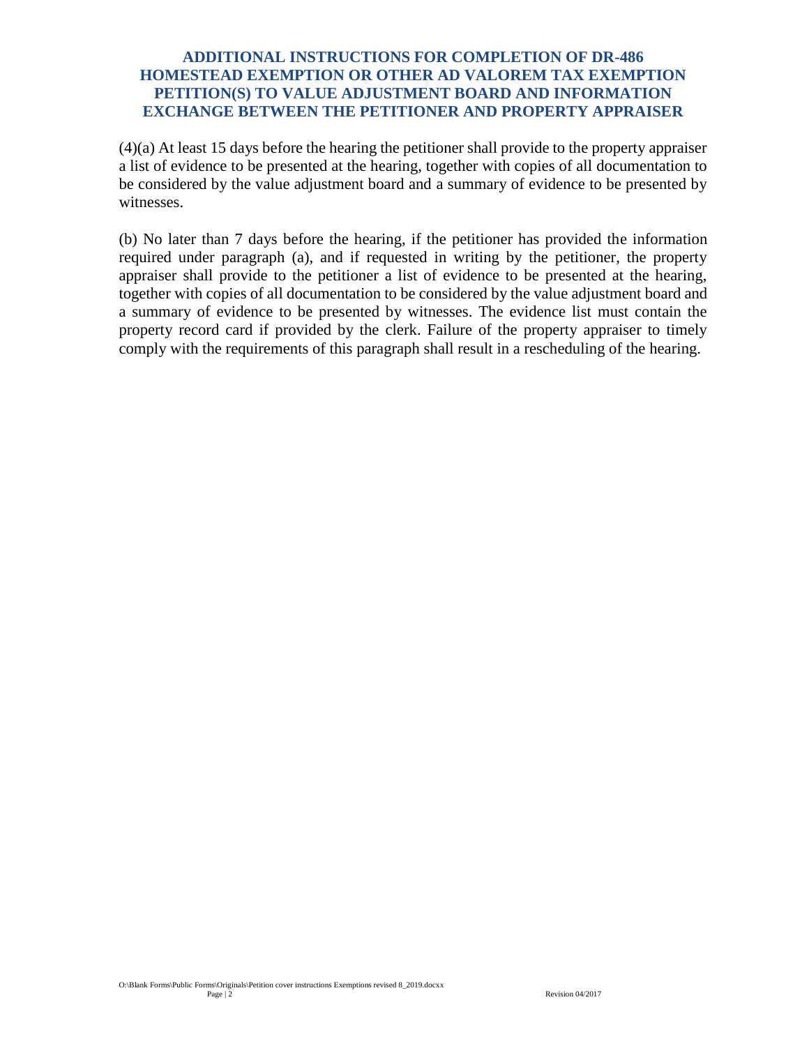## ADDITIONAL INSTRUCTIONS FOR COMPLETION OF DR-486 HOMESTEAD EXEMPTION OR OTHER AD VALOREM TAX EXEMPTION PETITION(S) TO VALUE ADJUSTMENT BOARD AND INFORMATION EXCHANGE BETWEEN THE PETITIONER AND PROPERTY APPRAISER

(4)(a) At least 15 days before the hearing the petitioner shall provide to the property appraiser a list of evidence to be presented at the hearing, together with copies of all documentation to be considered by the value adjustment board and a summary of evidence to be presented by witnesses.

(b) No later than 7 days before the hearing, if the petitioner has provided the information required under paragraph (a), and if requested in writing by the petitioner, the property appraiser shall provide to the petitioner a list of evidence to be presented at the hearing, together with copies of all documentation to be considered by the value adjustment board and a summary of evidence to be presented by witnesses. The evidence list must contain the property record card if provided by the clerk. Failure of the property appraiser to timely comply with the requirements of this paragraph shall result in a rescheduling of the hearing.